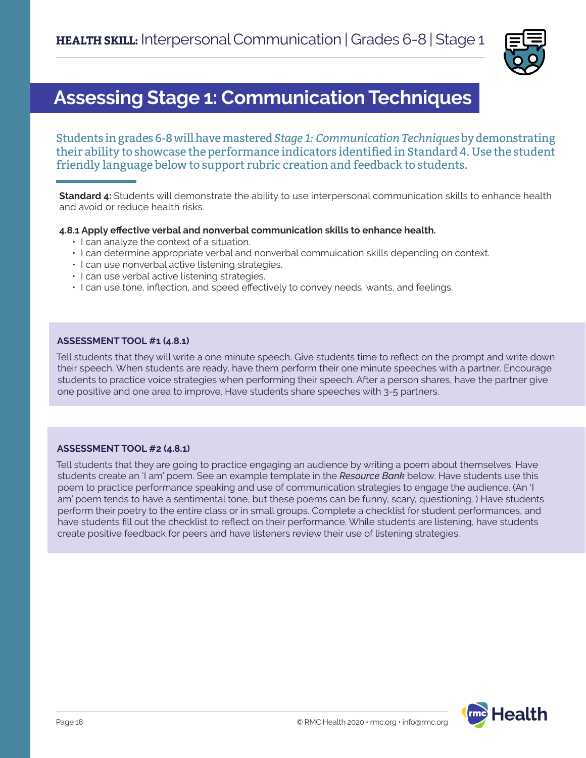**HEALTH SKILL:** Interpersonal Communication | Grades 6-8 | Stage 1

# Assessing Stage 1: Communication Techniques

Students in grades 6-8 will have mastered *Stage 1: Communication Techniques* by demonstrating their ability to showcase the performance indicators identified in Standard 4. Use the student friendly language below to support rubric creation and feedback to students.

**Standard 4:** Students will demonstrate the ability to use interpersonal communication skills to enhance health and avoid or reduce health risks.

**4.8.1 Apply effective verbal and nonverbal communication skills to enhance health.**

- I can analyze the context of a situation.
- I can determine appropriate verbal and nonverbal commuication skills depending on context.
- I can use nonverbal active listening strategies.
- I can use verbal active listening strategies.
- I can use tone, inflection, and speed effectively to convey needs, wants, and feelings.

### ASSESSMENT TOOL #1 (4.8.1)

Tell students that they will write a one minute speech. Give students time to reflect on the prompt and write down their speech. When students are ready, have them perform their one minute speeches with a partner. Encourage students to practice voice strategies when performing their speech. After a person shares, have the partner give one positive and one area to improve. Have students share speeches with 3-5 partners.

### ASSESSMENT TOOL #2 (4.8.1)

Tell students that they are going to practice engaging an audience by writing a poem about themselves. Have students create an 'I am' poem. See an example template in the *Resource Bank* below. Have students use this poem to practice performance speaking and use of communication strategies to engage the audience. (An 'I am' poem tends to have a sentimental tone, but these poems can be funny, scary, questioning. ) Have students perform their poetry to the entire class or in small groups. Complete a checklist for student performances, and have students fill out the checklist to reflect on their performance. While students are listening, have students create positive feedback for peers and have listeners review their use of listening strategies.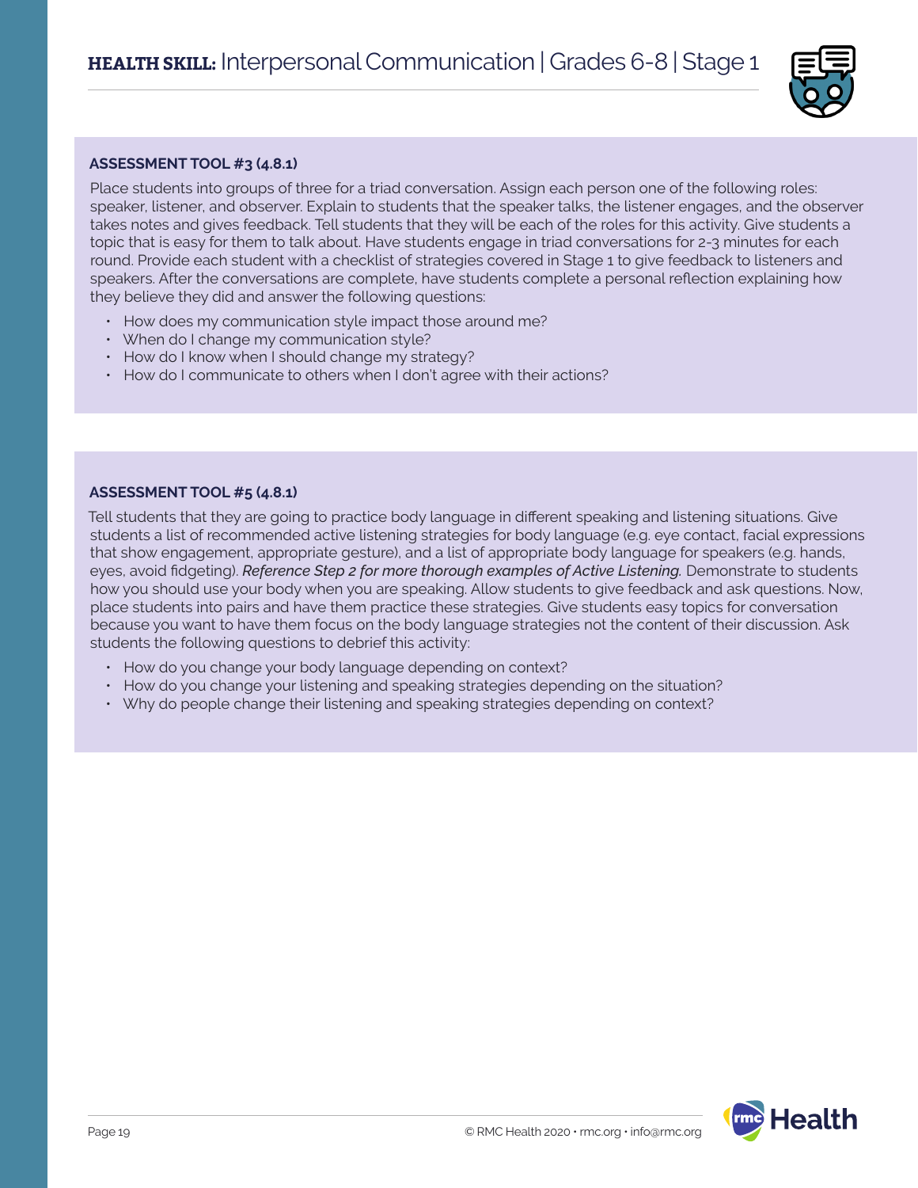## ASSESSMENT TOOL #3 (4.8.1)

Place students into groups of three for a triad conversation. Assign each person one of the following roles: speaker, listener, and observer. Explain to students that the speaker talks, the listener engages, and the observer takes notes and gives feedback. Tell students that they will be each of the roles for this activity. Give students a topic that is easy for them to talk about. Have students engage in triad conversations for 2-3 minutes for each round. Provide each student with a checklist of strategies covered in Stage 1 to give feedback to listeners and speakers. After the conversations are complete, have students complete a personal reflection explaining how they believe they did and answer the following questions:

- How does my communication style impact those around me?
- When do I change my communication style?
- How do I know when I should change my strategy?
- How do I communicate to others when I don't agree with their actions?

## ASSESSMENT TOOL #5 (4.8.1)

Tell students that they are going to practice body language in different speaking and listening situations. Give students a list of recommended active listening strategies for body language (e.g. eye contact, facial expressions that show engagement, appropriate gesture), and a list of appropriate body language for speakers (e.g. hands, eyes, avoid fidgeting). *Reference Step 2 for more thorough examples of Active Listening.* Demonstrate to students how you should use your body when you are speaking. Allow students to give feedback and ask questions. Now, place students into pairs and have them practice these strategies. Give students easy topics for conversation because you want to have them focus on the body language strategies not the content of their discussion. Ask students the following questions to debrief this activity:

- How do you change your body language depending on context?
- How do you change your listening and speaking strategies depending on the situation?
- Why do people change their listening and speaking strategies depending on context?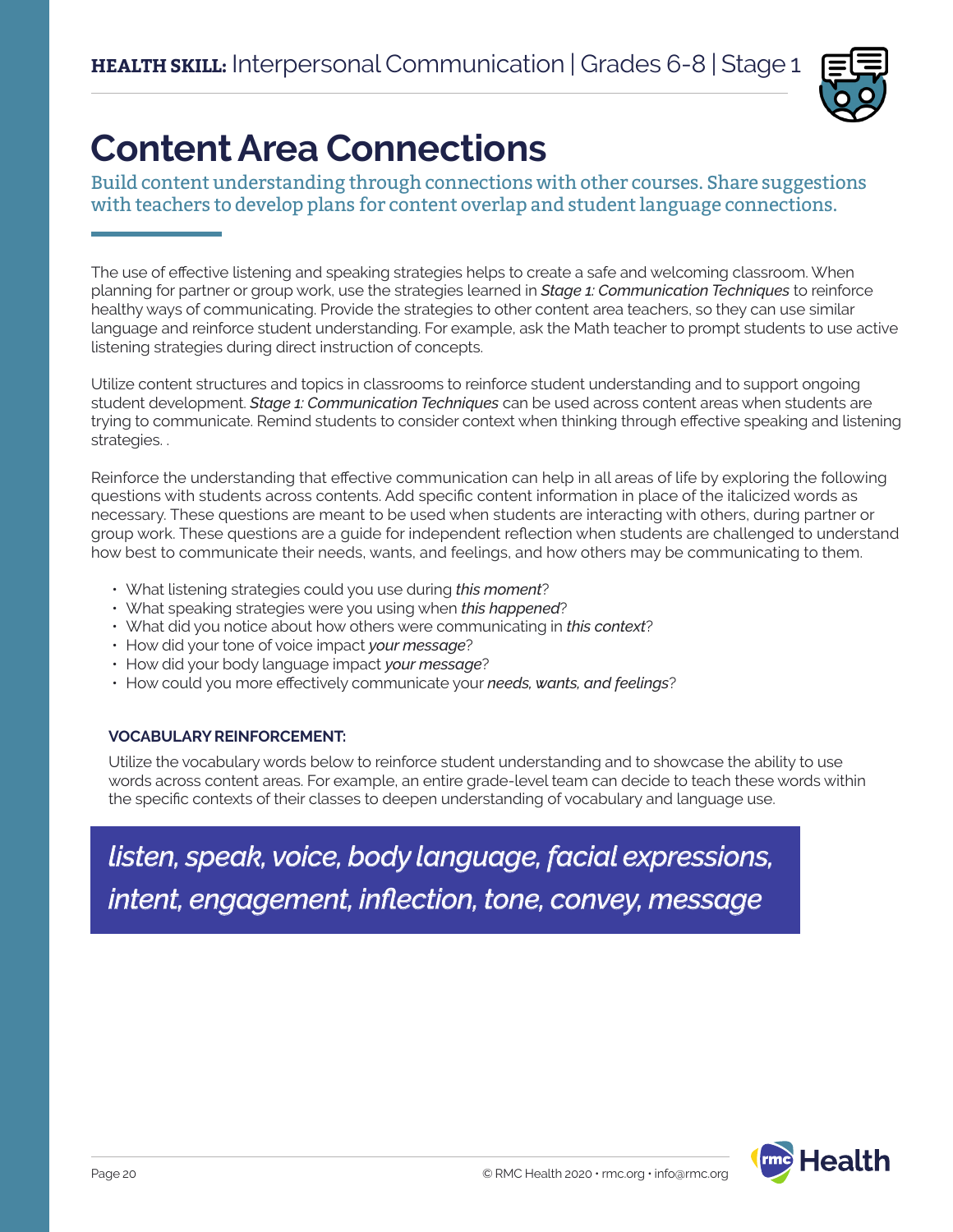**HEALTH SKILL:** Interpersonal Communication | Grades 6-8 | Stage 1

# Content Area Connections

Build content understanding through connections with other courses. Share suggestions with teachers to develop plans for content overlap and student language connections.

The use of effective listening and speaking strategies helps to create a safe and welcoming classroom. When planning for partner or group work, use the strategies learned in ***Stage 1: Communication Techniques*** to reinforce healthy ways of communicating. Provide the strategies to other content area teachers, so they can use similar language and reinforce student understanding. For example, ask the Math teacher to prompt students to use active listening strategies during direct instruction of concepts.

Utilize content structures and topics in classrooms to reinforce student understanding and to support ongoing student development. ***Stage 1: Communication Techniques*** can be used across content areas when students are trying to communicate. Remind students to consider context when thinking through effective speaking and listening strategies. .

Reinforce the understanding that effective communication can help in all areas of life by exploring the following questions with students across contents. Add specific content information in place of the italicized words as necessary. These questions are meant to be used when students are interacting with others, during partner or group work. These questions are a guide for independent reflection when students are challenged to understand how best to communicate their needs, wants, and feelings, and how others may be communicating to them.

- What listening strategies could you use during ***this moment***?
- What speaking strategies were you using when ***this happened***?
- What did you notice about how others were communicating in ***this context***?
- How did your tone of voice impact ***your message***?
- How did your body language impact ***your message***?
- How could you more effectively communicate your ***needs, wants, and feelings***?

**VOCABULARY REINFORCEMENT:**

Utilize the vocabulary words below to reinforce student understanding and to showcase the ability to use words across content areas. For example, an entire grade-level team can decide to teach these words within the specific contexts of their classes to deepen understanding of vocabulary and language use.

***listen, speak, voice, body language, facial expressions, intent, engagement, inflection, tone, convey, message***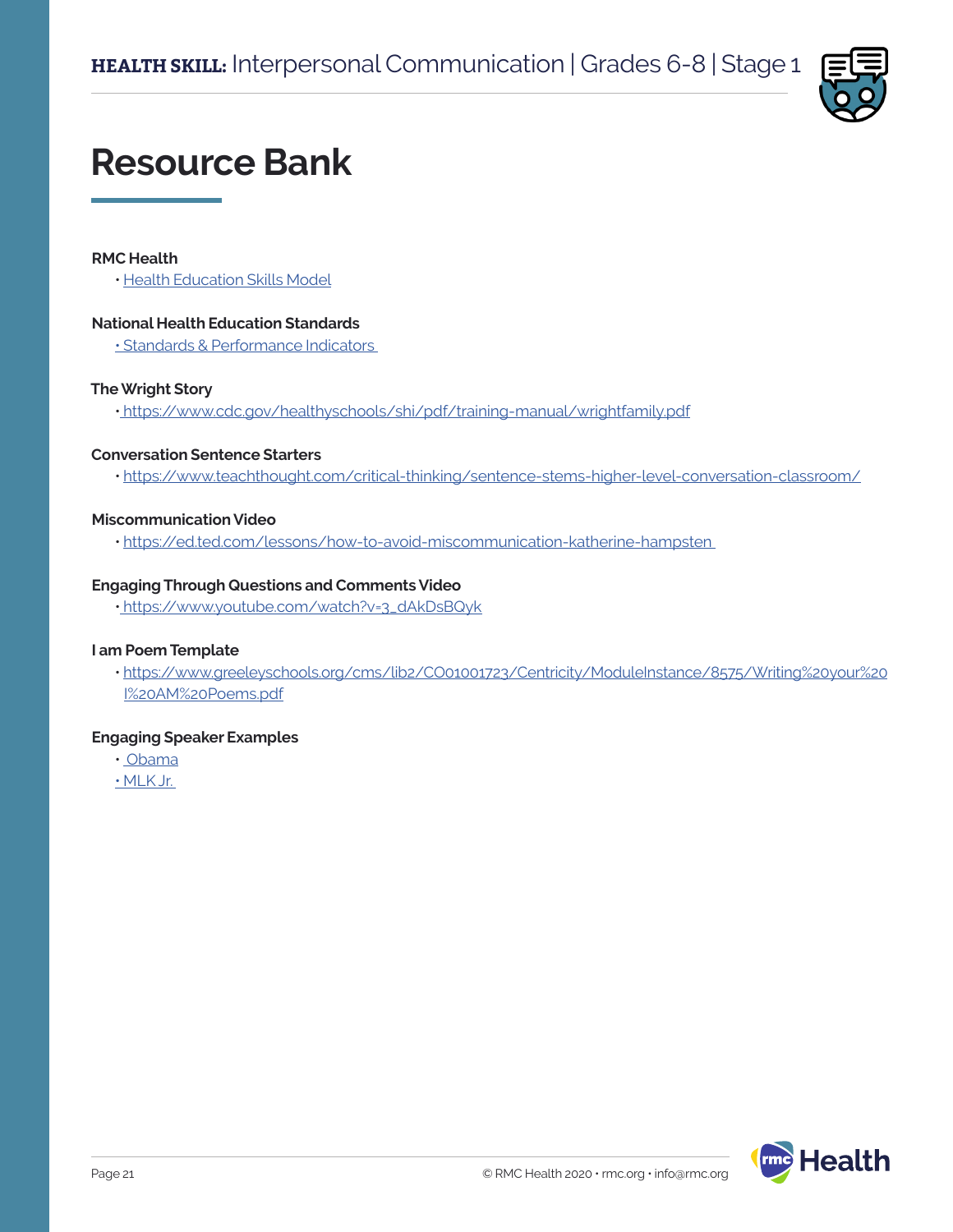# Resource Bank

**RMC Health**

- Health Education Skills Model

**National Health Education Standards**

- Standards & Performance Indicators

**The Wright Story**

- https://www.cdc.gov/healthyschools/shi/pdf/training-manual/wrightfamily.pdf

**Conversation Sentence Starters**

- https://www.teachthought.com/critical-thinking/sentence-stems-higher-level-conversation-classroom/

**Miscommunication Video**

- https://ed.ted.com/lessons/how-to-avoid-miscommunication-katherine-hampsten

**Engaging Through Questions and Comments Video**

- https://www.youtube.com/watch?v=3_dAkDsBQyk

**I am Poem Template**

- https://www.greeleyschools.org/cms/lib2/CO01001723/Centricity/ModuleInstance/8575/Writing%20your%20I%20AM%20Poems.pdf

**Engaging Speaker Examples**

- Obama
- MLK Jr.